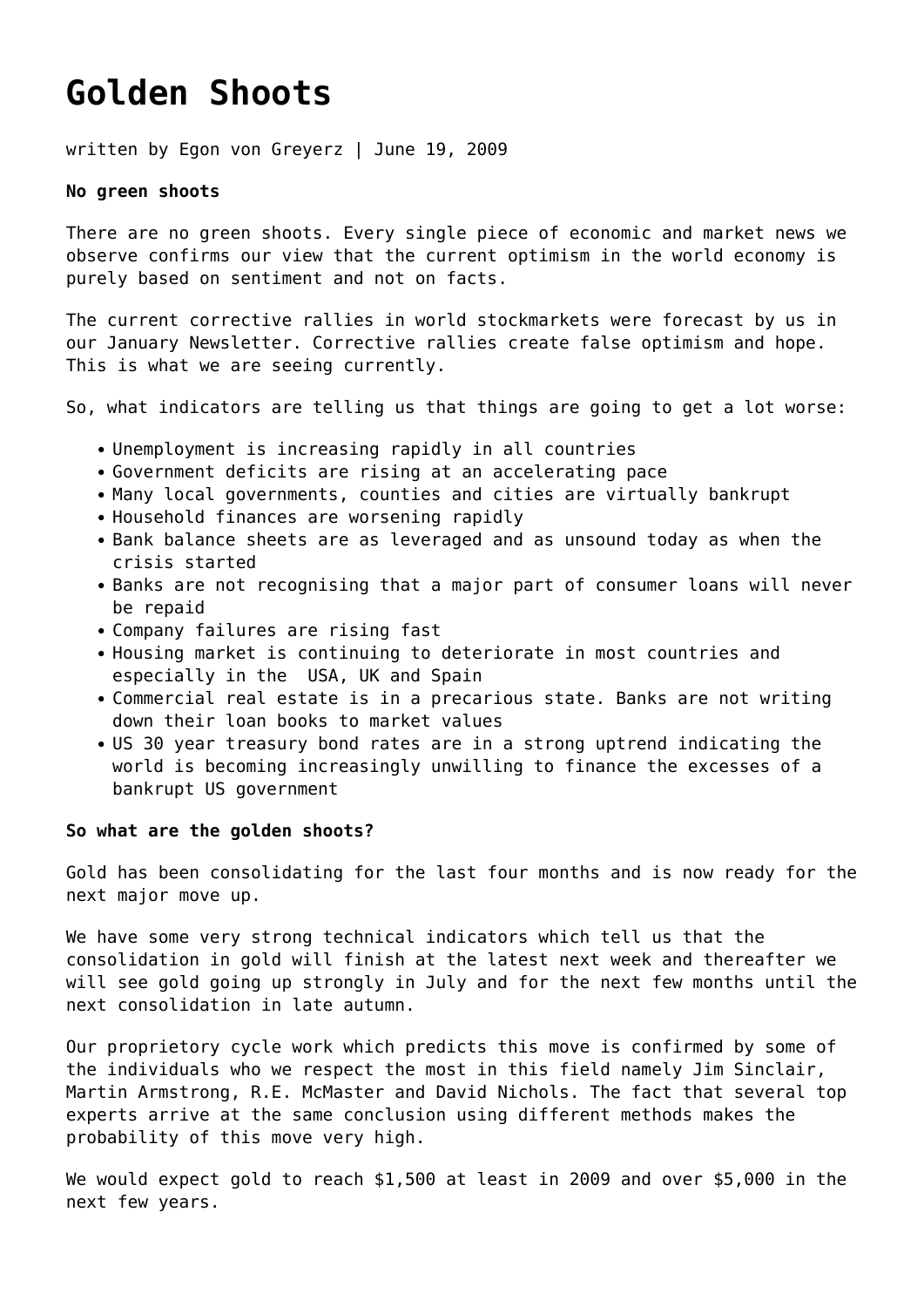# Golden Shoots

written by Egon von Greyerz | June 19, 2009

**No green shoots**

There are no green shoots. Every single piece of economic and market news we observe confirms our view that the current optimism in the world economy is purely based on sentiment and not on facts.

The current corrective rallies in world stockmarkets were forecast by us in our January Newsletter. Corrective rallies create false optimism and hope. This is what we are seeing currently.

So, what indicators are telling us that things are going to get a lot worse:

- Unemployment is increasing rapidly in all countries
- Government deficits are rising at an accelerating pace
- Many local governments, counties and cities are virtually bankrupt
- Household finances are worsening rapidly
- Bank balance sheets are as leveraged and as unsound today as when the crisis started
- Banks are not recognising that a major part of consumer loans will never be repaid
- Company failures are rising fast
- Housing market is continuing to deteriorate in most countries and especially in the USA, UK and Spain
- Commercial real estate is in a precarious state. Banks are not writing down their loan books to market values
- US 30 year treasury bond rates are in a strong uptrend indicating the world is becoming increasingly unwilling to finance the excesses of a bankrupt US government

**So what are the golden shoots?**

Gold has been consolidating for the last four months and is now ready for the next major move up.

We have some very strong technical indicators which tell us that the consolidation in gold will finish at the latest next week and thereafter we will see gold going up strongly in July and for the next few months until the next consolidation in late autumn.

Our proprietory cycle work which predicts this move is confirmed by some of the individuals who we respect the most in this field namely Jim Sinclair, Martin Armstrong, R.E. McMaster and David Nichols. The fact that several top experts arrive at the same conclusion using different methods makes the probability of this move very high.

We would expect gold to reach $1,500 at least in 2009 and over $5,000 in the next few years.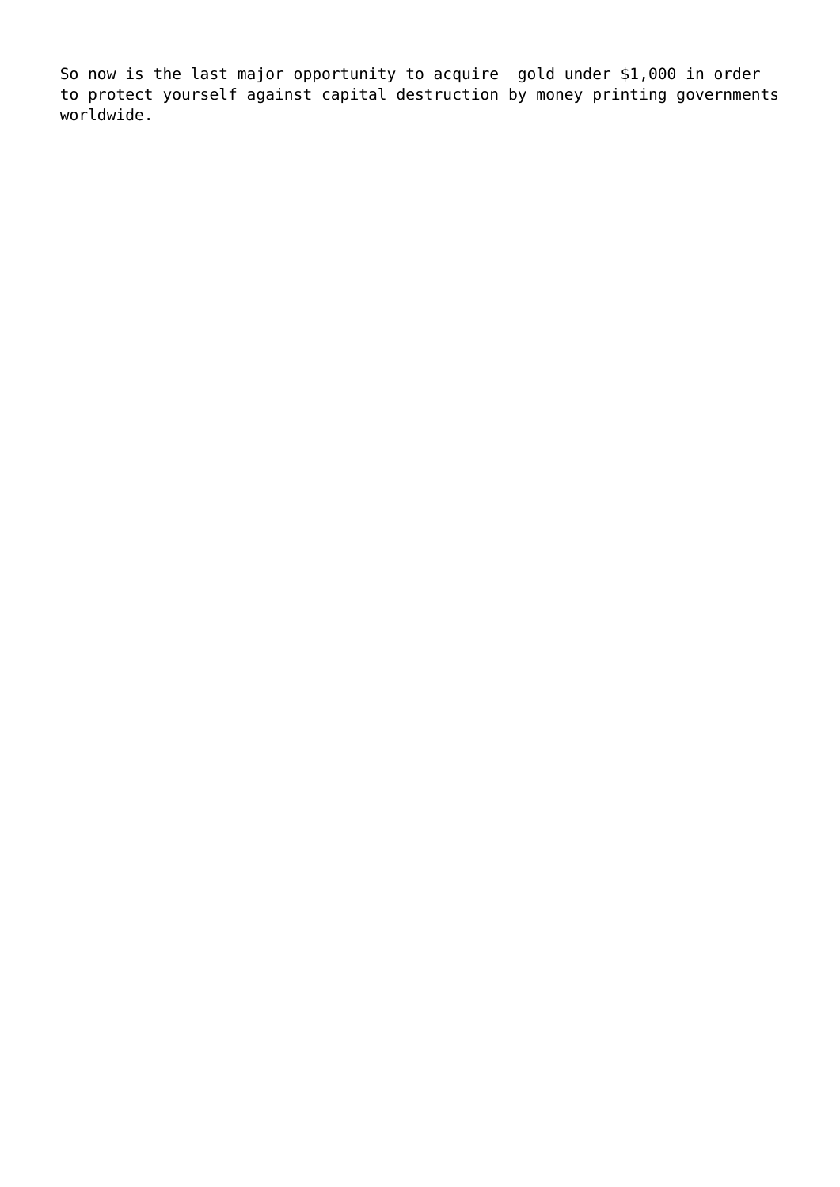So now is the last major opportunity to acquire gold under $1,000 in order to protect yourself against capital destruction by money printing governments worldwide.